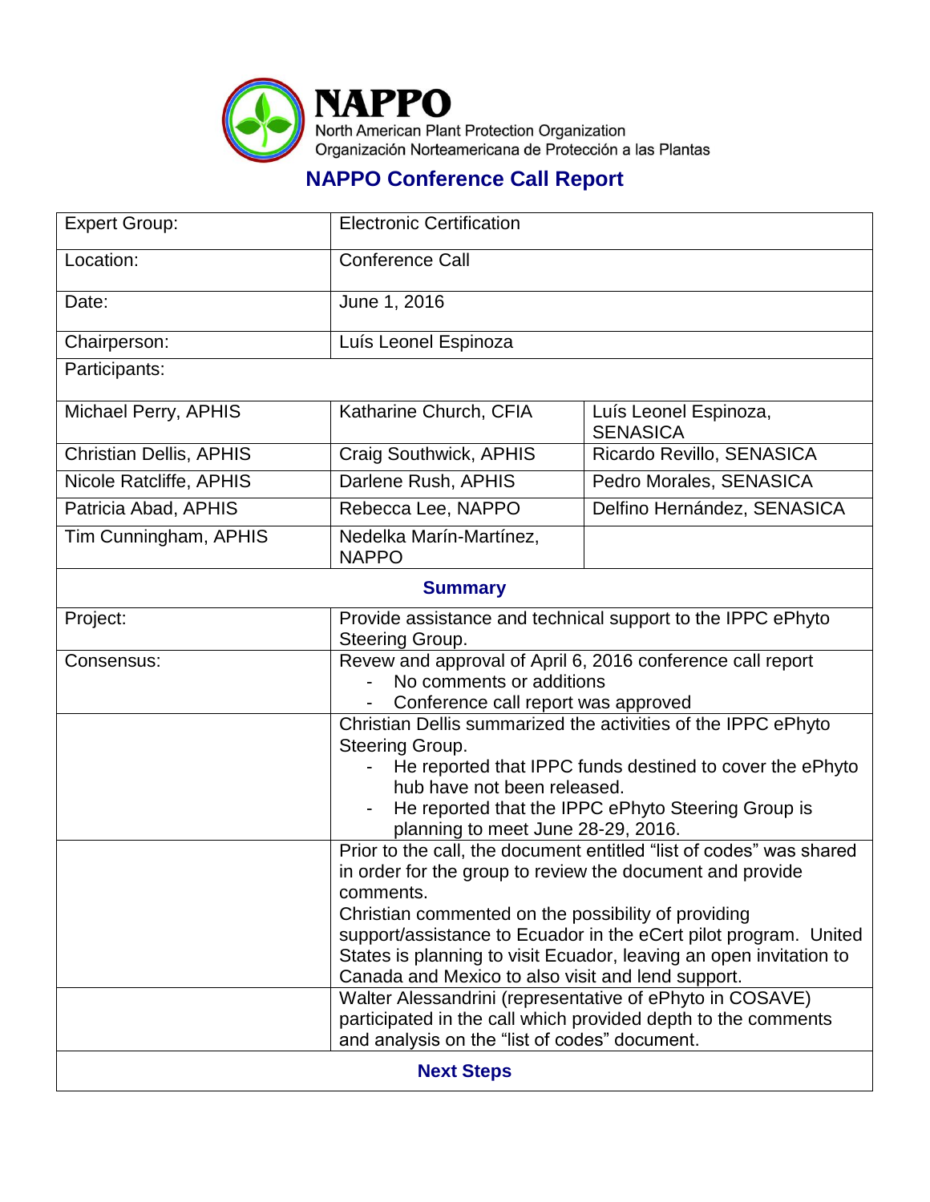# NAPPO

North American Plant Protection Organization
Organización Norteamericana de Protección a las Plantas

## NAPPO Conference Call Report

| | | |
|---|---|---|
| Expert Group: | Electronic Certification | |
| Location: | Conference Call | |
| Date: | June 1, 2016 | |
| Chairperson: | Luís Leonel Espinoza | |
| Participants: | | |
| Michael Perry, APHIS | Katharine Church, CFIA | Luís Leonel Espinoza, SENASICA |
| Christian Dellis, APHIS | Craig Southwick, APHIS | Ricardo Revillo, SENASICA |
| Nicole Ratcliffe, APHIS | Darlene Rush, APHIS | Pedro Morales, SENASICA |
| Patricia Abad, APHIS | Rebecca Lee, NAPPO | Delfino Hernández, SENASICA |
| Tim Cunningham, APHIS | Nedelka Marín-Martínez, NAPPO | |

### Summary

| | |
|---|---|
| Project: | Provide assistance and technical support to the IPPC ePhyto Steering Group. |
| Consensus: | Revew and approval of April 6, 2016 conference call report<br>- No comments or additions<br>- Conference call report was approved |
| | Christian Dellis summarized the activities of the IPPC ePhyto Steering Group.<br>- He reported that IPPC funds destined to cover the ePhyto hub have not been released.<br>- He reported that the IPPC ePhyto Steering Group is planning to meet June 28-29, 2016. |
| | Prior to the call, the document entitled "list of codes" was shared in order for the group to review the document and provide comments.<br>Christian commented on the possibility of providing support/assistance to Ecuador in the eCert pilot program. United States is planning to visit Ecuador, leaving an open invitation to Canada and Mexico to also visit and lend support. |
| | Walter Alessandrini (representative of ePhyto in COSAVE) participated in the call which provided depth to the comments and analysis on the "list of codes" document. |

### Next Steps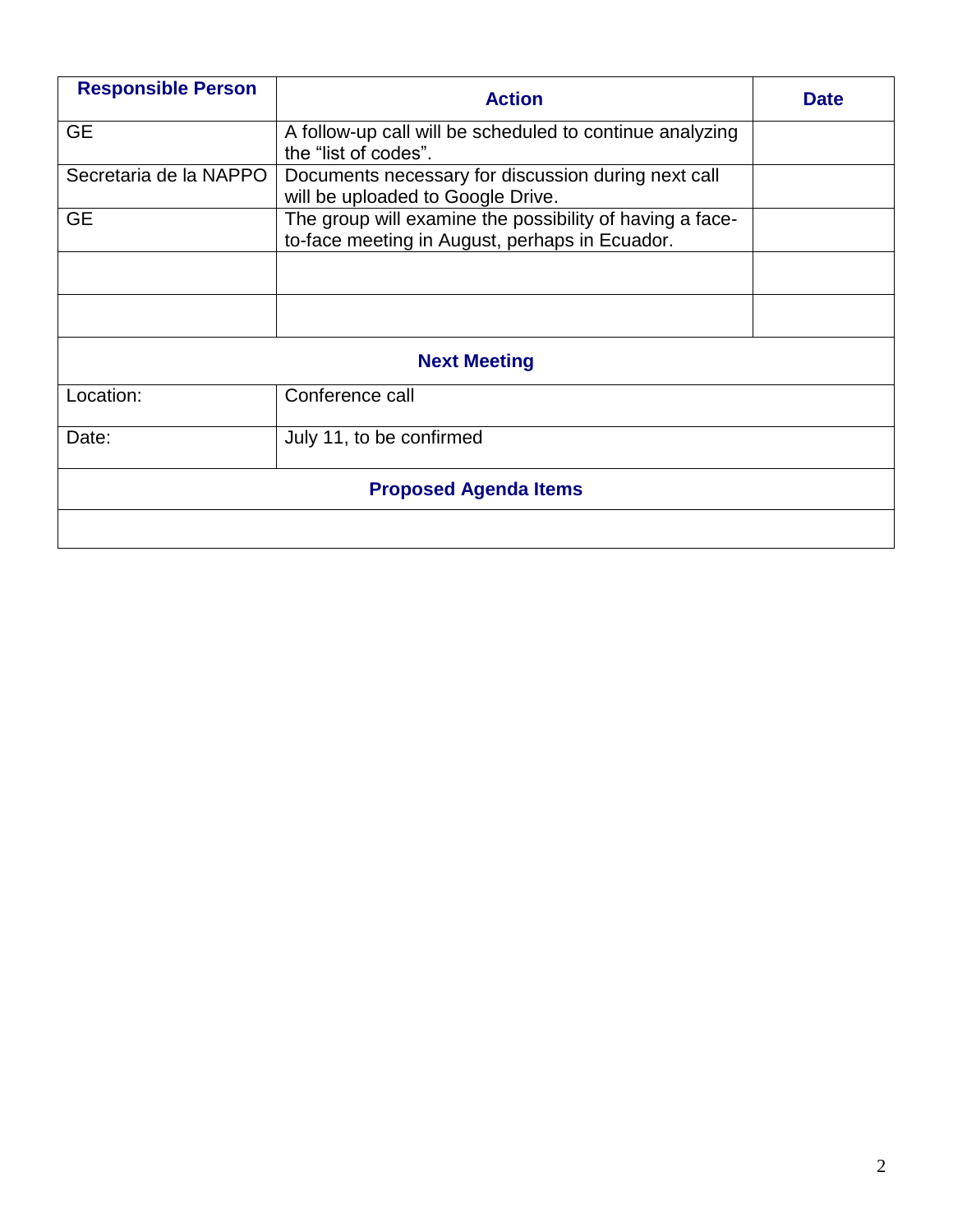| Responsible Person | Action | Date |
|---|---|---|
| GE | A follow-up call will be scheduled to continue analyzing the "list of codes". | |
| Secretaria de la NAPPO | Documents necessary for discussion during next call will be uploaded to Google Drive. | |
| GE | The group will examine the possibility of having a face-to-face meeting in August, perhaps in Ecuador. | |
| | | |
| | | |

**Next Meeting**

| | |
|---|---|
| Location: | Conference call |
| Date: | July 11, to be confirmed |

**Proposed Agenda Items**